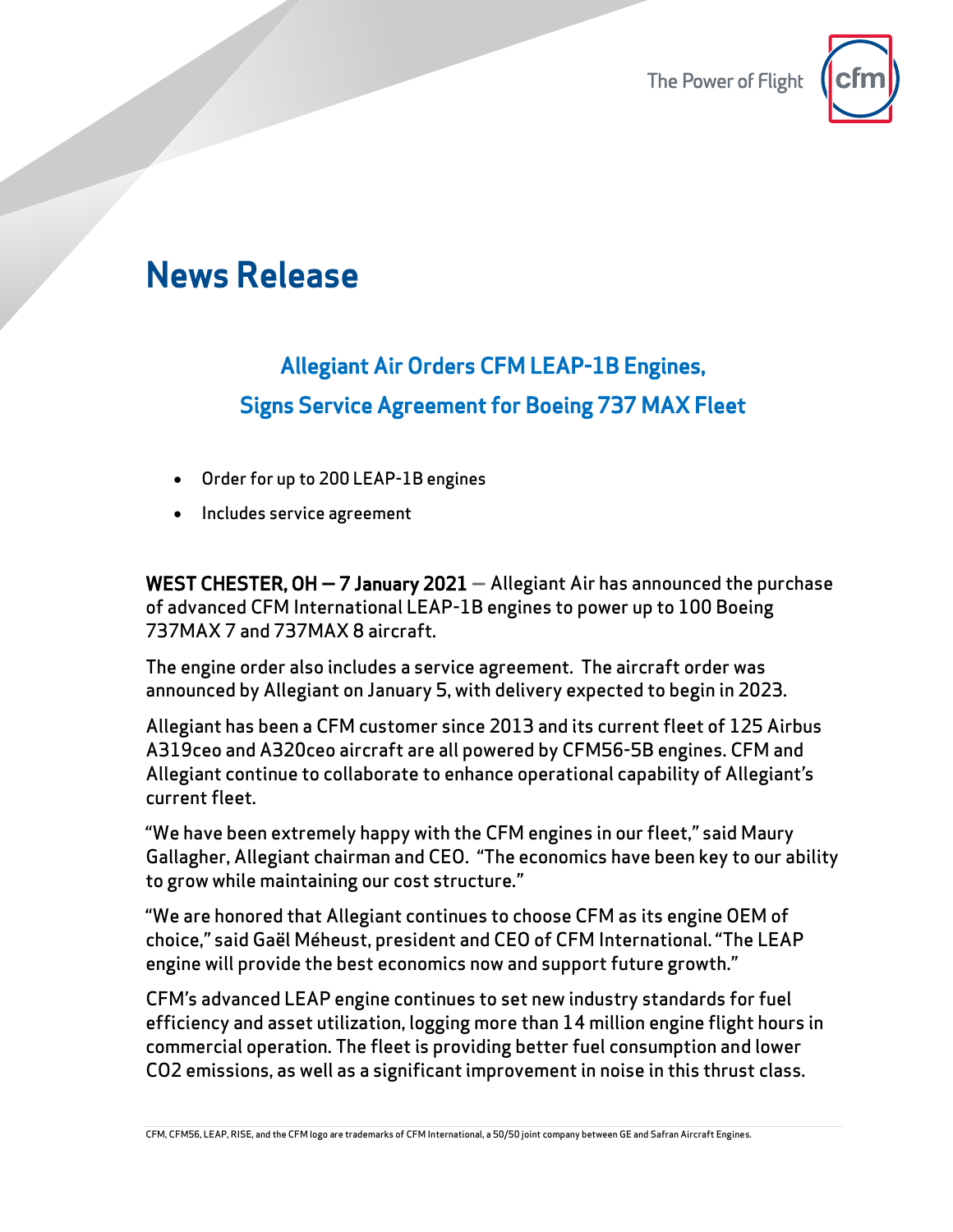The Power of Flight

# News Release

## Allegiant Air Orders CFM LEAP-1B Engines, Signs Service Agreement for Boeing 737 MAX Fleet

- Order for up to 200 LEAP-1B engines
- Includes service agreement

**WEST CHESTER, OH — 7 January 2021** — Allegiant Air has announced the purchase of advanced CFM International LEAP-1B engines to power up to 100 Boeing 737MAX 7 and 737MAX 8 aircraft.

The engine order also includes a service agreement. The aircraft order was announced by Allegiant on January 5, with delivery expected to begin in 2023.

Allegiant has been a CFM customer since 2013 and its current fleet of 125 Airbus A319ceo and A320ceo aircraft are all powered by CFM56-5B engines. CFM and Allegiant continue to collaborate to enhance operational capability of Allegiant's current fleet.

"We have been extremely happy with the CFM engines in our fleet," said Maury Gallagher, Allegiant chairman and CEO. "The economics have been key to our ability to grow while maintaining our cost structure."

"We are honored that Allegiant continues to choose CFM as its engine OEM of choice," said Gaël Méheust, president and CEO of CFM International. "The LEAP engine will provide the best economics now and support future growth."

CFM's advanced LEAP engine continues to set new industry standards for fuel efficiency and asset utilization, logging more than 14 million engine flight hours in commercial operation. The fleet is providing better fuel consumption and lower $CO_2$ emissions, as well as a significant improvement in noise in this thrust class.

CFM, CFM56, LEAP, RISE, and the CFM logo are trademarks of CFM International, a 50/50 joint company between GE and Safran Aircraft Engines.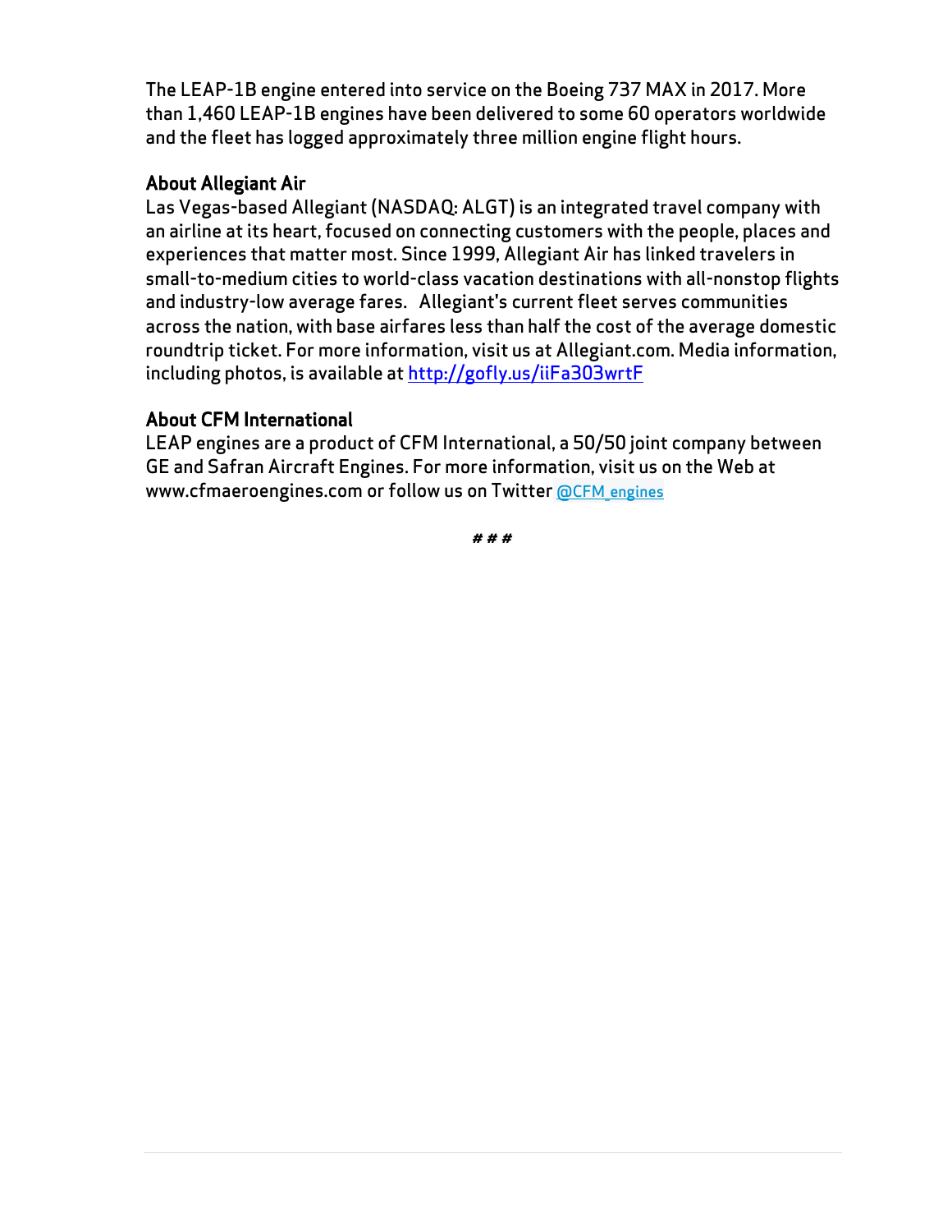The LEAP-1B engine entered into service on the Boeing 737 MAX in 2017. More than 1,460 LEAP-1B engines have been delivered to some 60 operators worldwide and the fleet has logged approximately three million engine flight hours.

## About Allegiant Air

Las Vegas-based Allegiant (NASDAQ: ALGT) is an integrated travel company with an airline at its heart, focused on connecting customers with the people, places and experiences that matter most. Since 1999, Allegiant Air has linked travelers in small-to-medium cities to world-class vacation destinations with all-nonstop flights and industry-low average fares. Allegiant's current fleet serves communities across the nation, with base airfares less than half the cost of the average domestic roundtrip ticket. For more information, visit us at Allegiant.com. Media information, including photos, is available at http://gofly.us/iiFa303wrtF

## About CFM International

LEAP engines are a product of CFM International, a 50/50 joint company between GE and Safran Aircraft Engines. For more information, visit us on the Web at www.cfmaeroengines.com or follow us on Twitter @CFM_engines

# # #